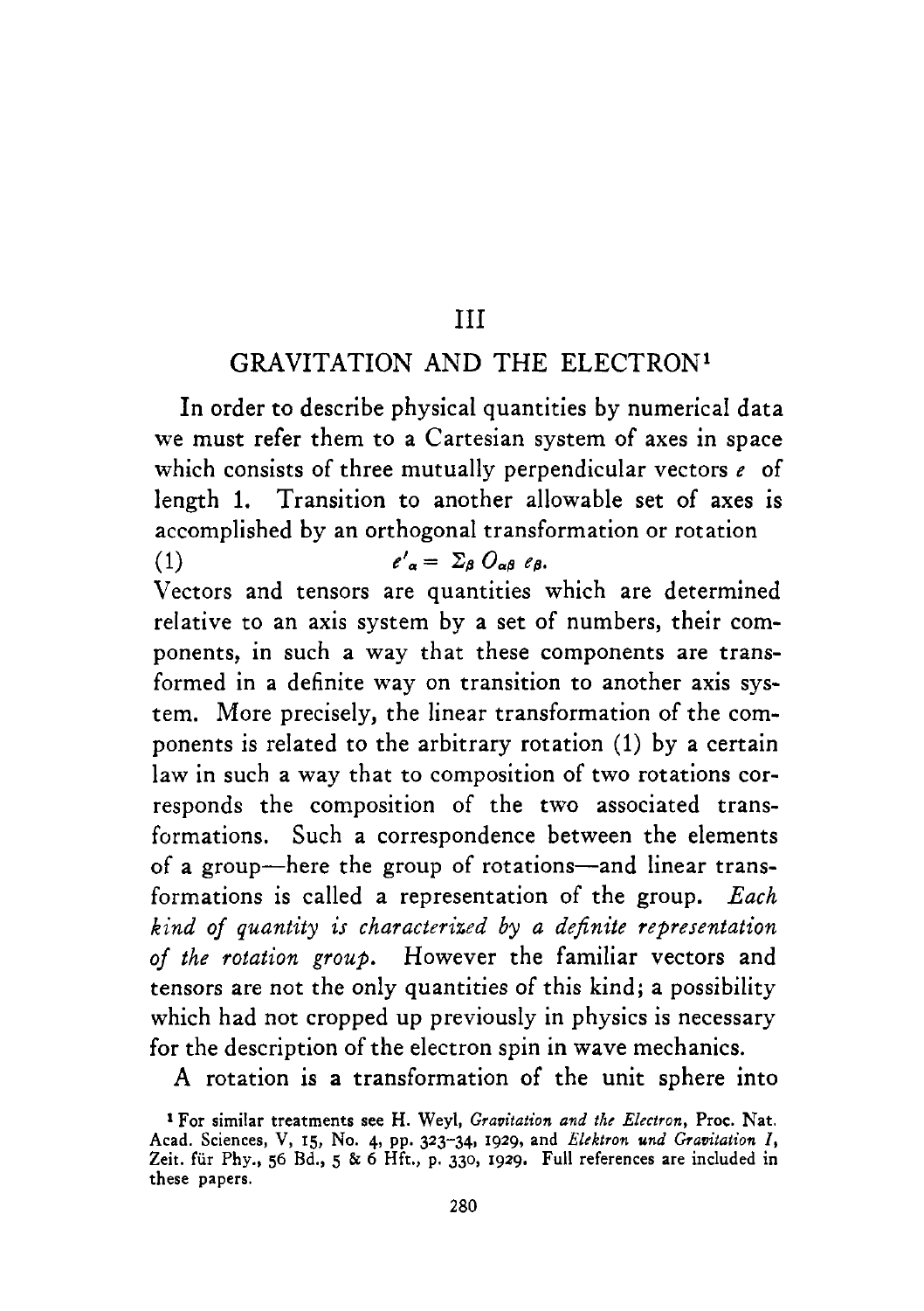# III

## GRAVITATION AND THE ELECTRON[1]

In order to describe physical quantities by numerical data we must refer them to a Cartesian system of axes in space which consists of three mutually perpendicular vectors $e$ of length 1. Transition to another allowable set of axes is accomplished by an orthogonal transformation or rotation

$$e'_\alpha = \Sigma_\beta \, O_{\alpha\beta} \, e_\beta. \tag{1}$$

Vectors and tensors are quantities which are determined relative to an axis system by a set of numbers, their components, in such a way that these components are transformed in a definite way on transition to another axis system. More precisely, the linear transformation of the components is related to the arbitrary rotation (1) by a certain law in such a way that to composition of two rotations corresponds the composition of the two associated transformations. Such a correspondence between the elements of a group—here the group of rotations—and linear transformations is called a representation of the group. *Each kind of quantity is characterized by a definite representation of the rotation group.* However the familiar vectors and tensors are not the only quantities of this kind; a possibility which had not cropped up previously in physics is necessary for the description of the electron spin in wave mechanics.

A rotation is a transformation of the unit sphere into

[1] For similar treatments see H. Weyl, *Gravitation and the Electron*, Proc. Nat. Acad. Sciences, V, 15, No. 4, pp. 323–34, 1929, and *Elektron und Gravitation I*, Zeit. für Phy., 56 Bd., 5 & 6 Hft., p. 330, 1929. Full references are included in these papers.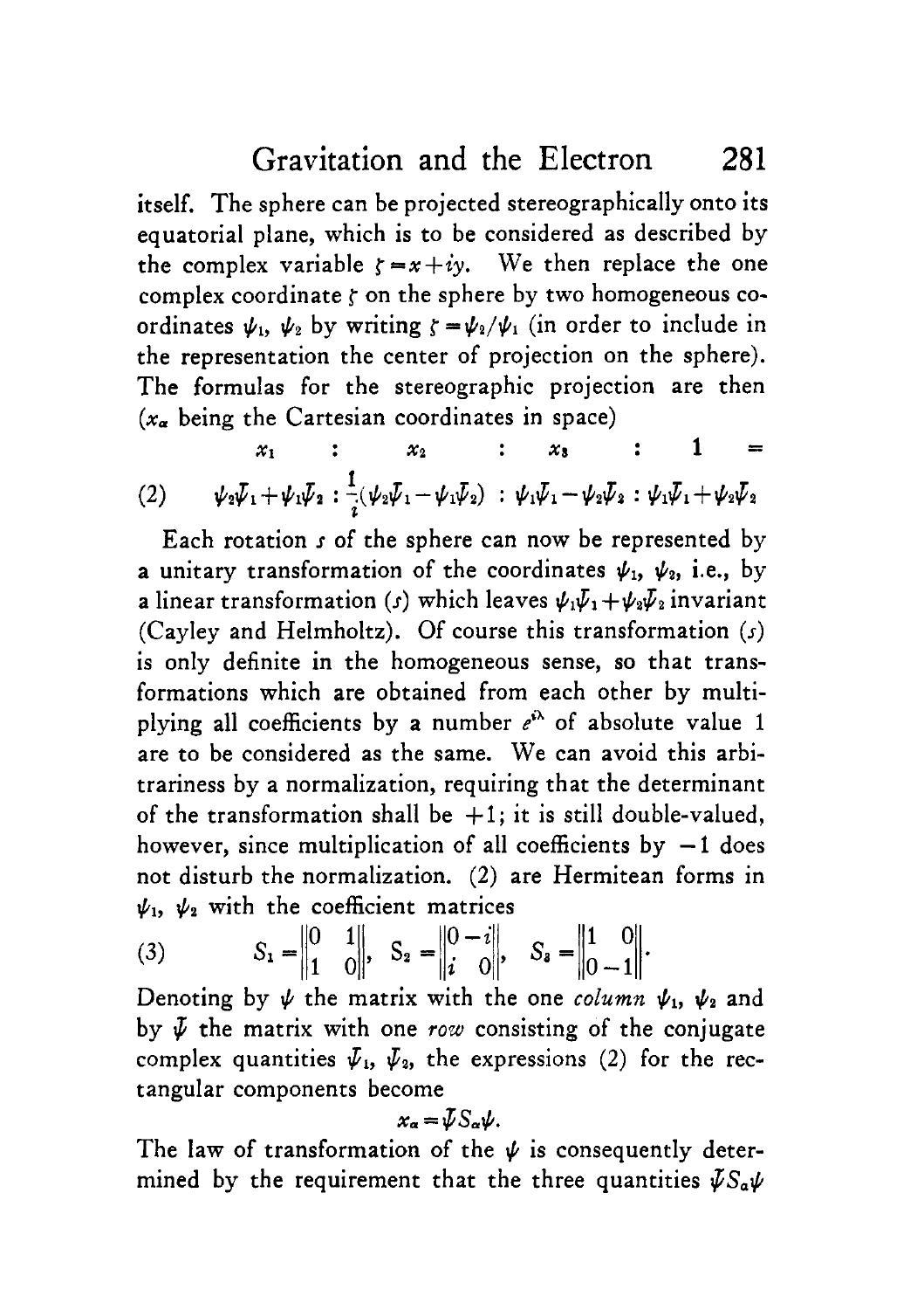itself. The sphere can be projected stereographically onto its equatorial plane, which is to be considered as described by the complex variable $\zeta = x + iy$. We then replace the one complex coordinate $\zeta$ on the sphere by two homogeneous coordinates $\psi_1$, $\psi_2$ by writing $\zeta = \psi_2/\psi_1$ (in order to include in the representation the center of projection on the sphere). The formulas for the stereographic projection are then ($x_\alpha$ being the Cartesian coordinates in space)

$$x_1 \quad : \quad x_2 \quad : \quad x_3 \quad : \quad 1 \quad =$$

$$(2) \qquad \psi_2\bar{\psi}_1 + \psi_1\bar{\psi}_2 : \frac{1}{i}(\psi_2\bar{\psi}_1 - \psi_1\bar{\psi}_2) : \psi_1\bar{\psi}_1 - \psi_2\bar{\psi}_2 : \psi_1\bar{\psi}_1 + \psi_2\bar{\psi}_2$$

Each rotation $s$ of the sphere can now be represented by a unitary transformation of the coordinates $\psi_1$, $\psi_2$, i.e., by a linear transformation $(s)$ which leaves $\psi_1\bar{\psi}_1 + \psi_2\bar{\psi}_2$ invariant (Cayley and Helmholtz). Of course this transformation $(s)$ is only definite in the homogeneous sense, so that transformations which are obtained from each other by multiplying all coefficients by a number $e^{i\lambda}$ of absolute value 1 are to be considered as the same. We can avoid this arbitrariness by a normalization, requiring that the determinant of the transformation shall be $+1$; it is still double-valued, however, since multiplication of all coefficients by $-1$ does not disturb the normalization. (2) are Hermitean forms in $\psi_1$, $\psi_2$ with the coefficient matrices

$$(3) \qquad S_1 = \begin{Vmatrix} 0 & 1 \\ 1 & 0 \end{Vmatrix}, \quad S_2 = \begin{Vmatrix} 0 & -i \\ i & 0 \end{Vmatrix}, \quad S_3 = \begin{Vmatrix} 1 & 0 \\ 0 & -1 \end{Vmatrix}.$$

Denoting by $\psi$ the matrix with the one *column* $\psi_1$, $\psi_2$ and by $\bar{\psi}$ the matrix with one *row* consisting of the conjugate complex quantities $\bar{\psi}_1$, $\bar{\psi}_2$, the expressions (2) for the rectangular components become

$$x_\alpha = \bar{\psi} S_\alpha \psi.$$

The law of transformation of the $\psi$ is consequently determined by the requirement that the three quantities $\bar{\psi} S_\alpha \psi$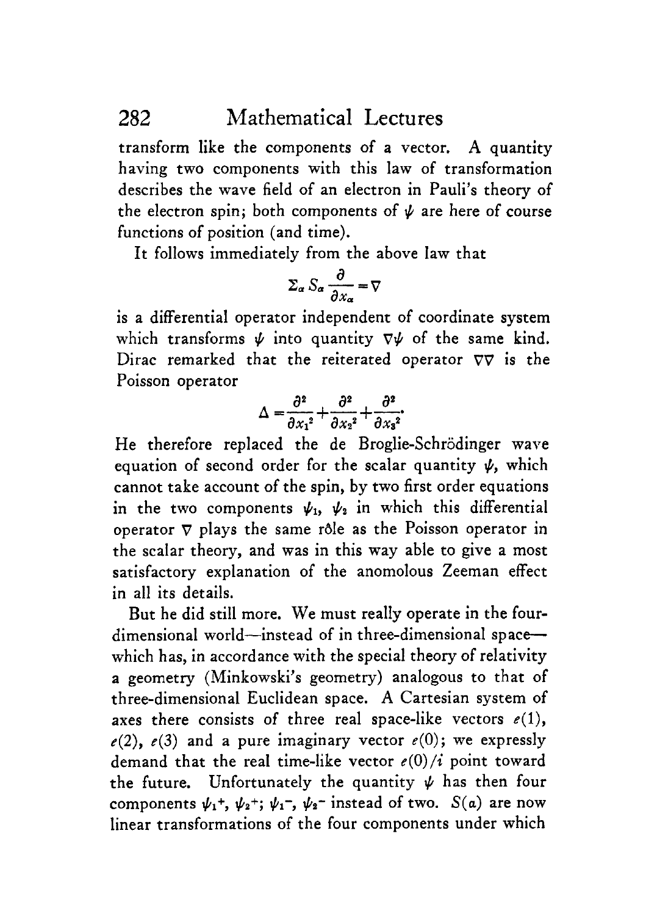transform like the components of a vector. A quantity having two components with this law of transformation describes the wave field of an electron in Pauli's theory of the electron spin; both components of $\psi$ are here of course functions of position (and time).

It follows immediately from the above law that

$$\Sigma_\alpha S_\alpha \frac{\partial}{\partial x_\alpha} = \nabla$$

is a differential operator independent of coordinate system which transforms $\psi$ into quantity $\nabla\psi$ of the same kind. Dirac remarked that the reiterated operator $\nabla\nabla$ is the Poisson operator

$$\Delta = \frac{\partial^2}{\partial x_1^2} + \frac{\partial^2}{\partial x_2^2} + \frac{\partial^2}{\partial x_3^2}.$$

He therefore replaced the de Broglie-Schrödinger wave equation of second order for the scalar quantity $\psi$, which cannot take account of the spin, by two first order equations in the two components $\psi_1$, $\psi_2$ in which this differential operator $\nabla$ plays the same rôle as the Poisson operator in the scalar theory, and was in this way able to give a most satisfactory explanation of the anomolous Zeeman effect in all its details.

But he did still more. We must really operate in the four-dimensional world—instead of in three-dimensional space—which has, in accordance with the special theory of relativity a geometry (Minkowski's geometry) analogous to that of three-dimensional Euclidean space. A Cartesian system of axes there consists of three real space-like vectors $e(1)$, $e(2)$, $e(3)$ and a pure imaginary vector $e(0)$; we expressly demand that the real time-like vector $e(0)/i$ point toward the future. Unfortunately the quantity $\psi$ has then four components $\psi_1^+$, $\psi_2^+$; $\psi_1^-$, $\psi_2^-$ instead of two. $S(a)$ are now linear transformations of the four components under which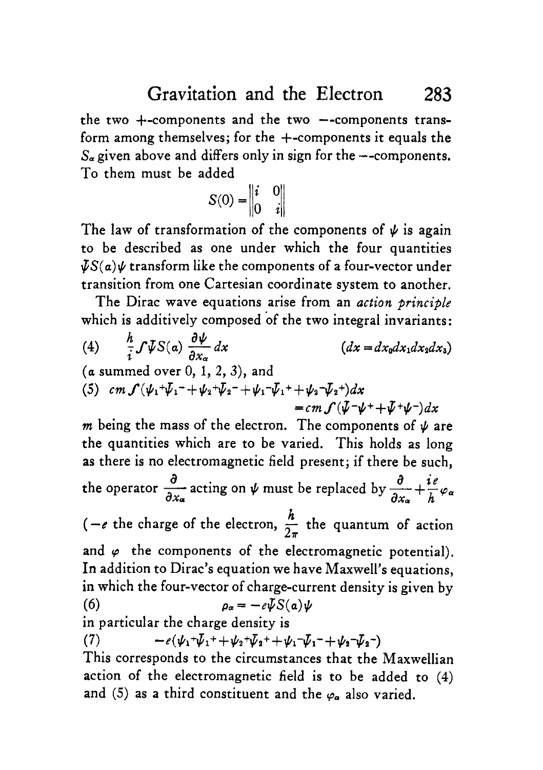the two +-components and the two −-components transform among themselves; for the +-components it equals the $S_\alpha$ given above and differs only in sign for the −-components. To them must be added

$$S(0) = \begin{Vmatrix} i & 0 \\ 0 & i \end{Vmatrix}$$

The law of transformation of the components of $\psi$ is again to be described as one under which the four quantities $\bar{\psi}S(\alpha)\psi$ transform like the components of a four-vector under transition from one Cartesian coordinate system to another.

The Dirac wave equations arise from an *action principle* which is additively composed of the two integral invariants:

$$\text{(4)} \qquad \frac{h}{i}\int \bar{\psi}S(\alpha)\,\frac{\partial \psi}{\partial x_\alpha}\,dx \qquad\qquad (dx = dx_0 dx_1 dx_2 dx_3)$$

($\alpha$ summed over 0, 1, 2, 3), and

$$\text{(5)} \quad cm\int(\psi_1{}^+\bar{\psi}_1{}^- + \psi_2{}^+\bar{\psi}_2{}^- + \psi_1{}^-\bar{\psi}_1{}^+ + \psi_2{}^-\bar{\psi}_2{}^+)dx = cm\int(\bar{\psi}^-\psi^+ + \bar{\psi}^+\psi^-)dx$$

$m$ being the mass of the electron. The components of $\psi$ are the quantities which are to be varied. This holds as long as there is no electromagnetic field present; if there be such, the operator $\dfrac{\partial}{\partial x_\alpha}$ acting on $\psi$ must be replaced by $\dfrac{\partial}{\partial x_\alpha} + \dfrac{ie}{h}\varphi_\alpha$ ($-e$ the charge of the electron, $\dfrac{h}{2\pi}$ the quantum of action and $\varphi$ the components of the electromagnetic potential). In addition to Dirac's equation we have Maxwell's equations, in which the four-vector of charge-current density is given by

$$\text{(6)} \qquad \rho_\alpha = -e\bar{\psi}S(\alpha)\psi$$

in particular the charge density is

$$\text{(7)} \qquad -e(\psi_1{}^+\bar{\psi}_1{}^+ + \psi_2{}^+\bar{\psi}_2{}^+ + \psi_1{}^-\bar{\psi}_1{}^- + \psi_2{}^-\bar{\psi}_2{}^-)$$

This corresponds to the circumstances that the Maxwellian action of the electromagnetic field is to be added to (4) and (5) as a third constituent and the $\varphi_\alpha$ also varied.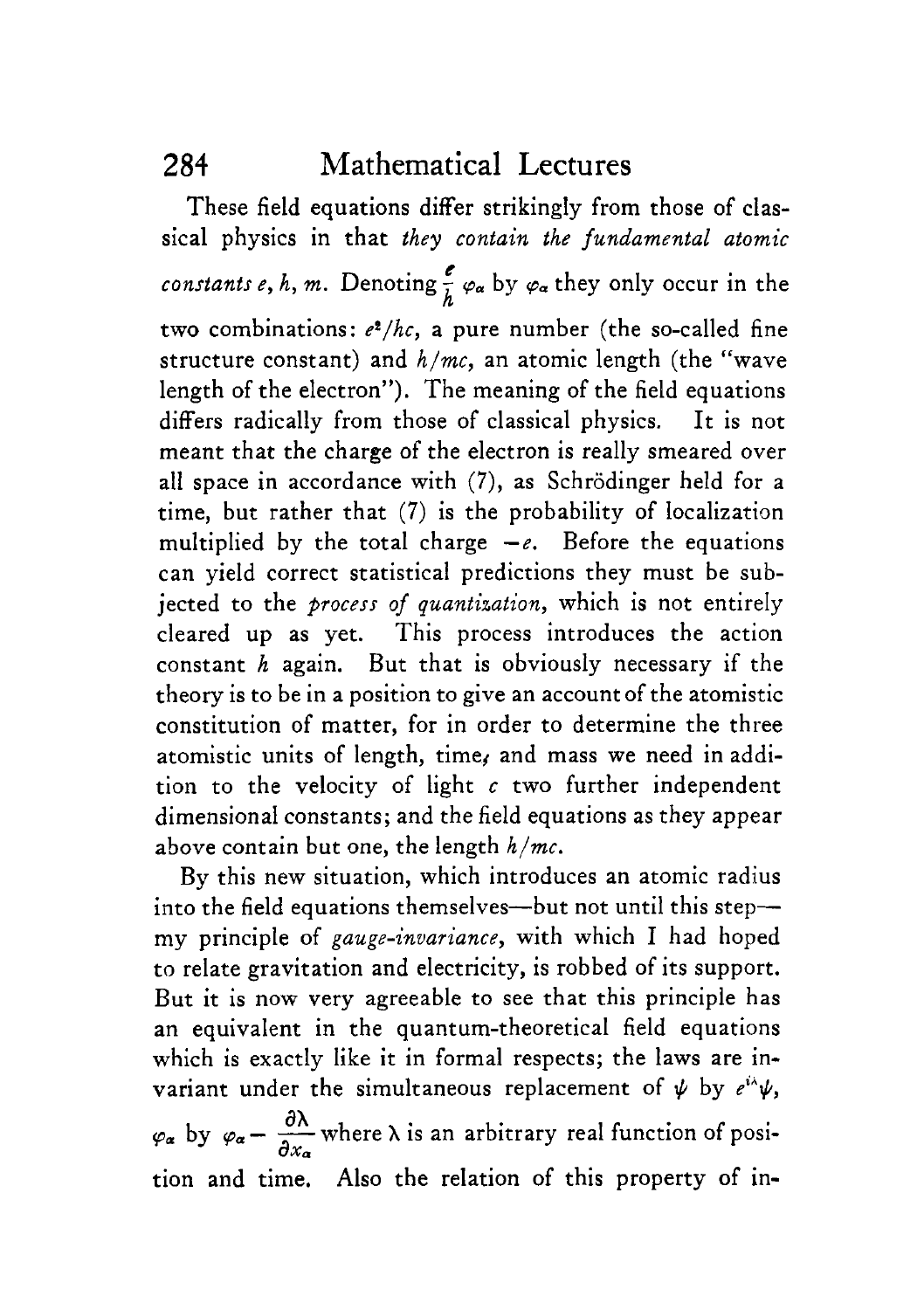These field equations differ strikingly from those of classical physics in that *they contain the fundamental atomic constants e, h, m.* Denoting $\frac{e}{h}\varphi_\alpha$ by $\varphi_\alpha$ they only occur in the two combinations: $e^2/hc$, a pure number (the so-called fine structure constant) and $h/mc$, an atomic length (the "wave length of the electron"). The meaning of the field equations differs radically from those of classical physics. It is not meant that the charge of the electron is really smeared over all space in accordance with (7), as Schrödinger held for a time, but rather that (7) is the probability of localization multiplied by the total charge $-e$. Before the equations can yield correct statistical predictions they must be subjected to the *process of quantization*, which is not entirely cleared up as yet. This process introduces the action constant $h$ again. But that is obviously necessary if the theory is to be in a position to give an account of the atomistic constitution of matter, for in order to determine the three atomistic units of length, time, and mass we need in addition to the velocity of light $c$ two further independent dimensional constants; and the field equations as they appear above contain but one, the length $h/mc$.

By this new situation, which introduces an atomic radius into the field equations themselves—but not until this step—my principle of *gauge-invariance*, with which I had hoped to relate gravitation and electricity, is robbed of its support. But it is now very agreeable to see that this principle has an equivalent in the quantum-theoretical field equations which is exactly like it in formal respects; the laws are invariant under the simultaneous replacement of $\psi$ by $e^{i\lambda}\psi$, $\varphi_\alpha$ by $\varphi_\alpha - \frac{\partial\lambda}{\partial x_\alpha}$ where $\lambda$ is an arbitrary real function of position and time. Also the relation of this property of in-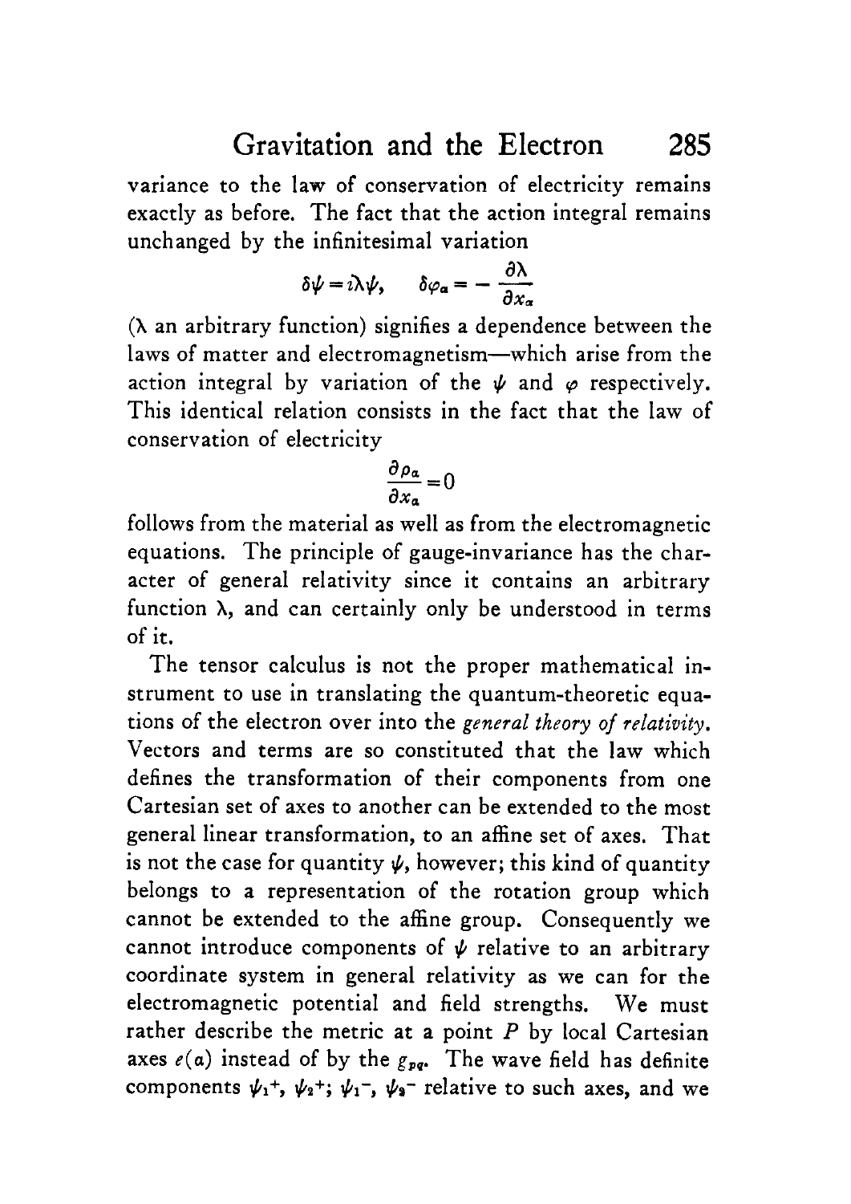variance to the law of conservation of electricity remains exactly as before. The fact that the action integral remains unchanged by the infinitesimal variation

$$\delta\psi = i\lambda\psi, \qquad \delta\varphi_\alpha = -\frac{\partial\lambda}{\partial x_\alpha}$$

($\lambda$ an arbitrary function) signifies a dependence between the laws of matter and electromagnetism—which arise from the action integral by variation of the $\psi$ and $\varphi$ respectively. This identical relation consists in the fact that the law of conservation of electricity

$$\frac{\partial \rho_\alpha}{\partial x_\alpha} = 0$$

follows from the material as well as from the electromagnetic equations. The principle of gauge-invariance has the character of general relativity since it contains an arbitrary function $\lambda$, and can certainly only be understood in terms of it.

The tensor calculus is not the proper mathematical instrument to use in translating the quantum-theoretic equations of the electron over into the *general theory of relativity*. Vectors and terms are so constituted that the law which defines the transformation of their components from one Cartesian set of axes to another can be extended to the most general linear transformation, to an affine set of axes. That is not the case for quantity $\psi$, however; this kind of quantity belongs to a representation of the rotation group which cannot be extended to the affine group. Consequently we cannot introduce components of $\psi$ relative to an arbitrary coordinate system in general relativity as we can for the electromagnetic potential and field strengths. We must rather describe the metric at a point $P$ by local Cartesian axes $e(a)$ instead of by the $g_{pq}$. The wave field has definite components $\psi_1^+$, $\psi_2^+$; $\psi_1^-$, $\psi_2^-$ relative to such axes, and we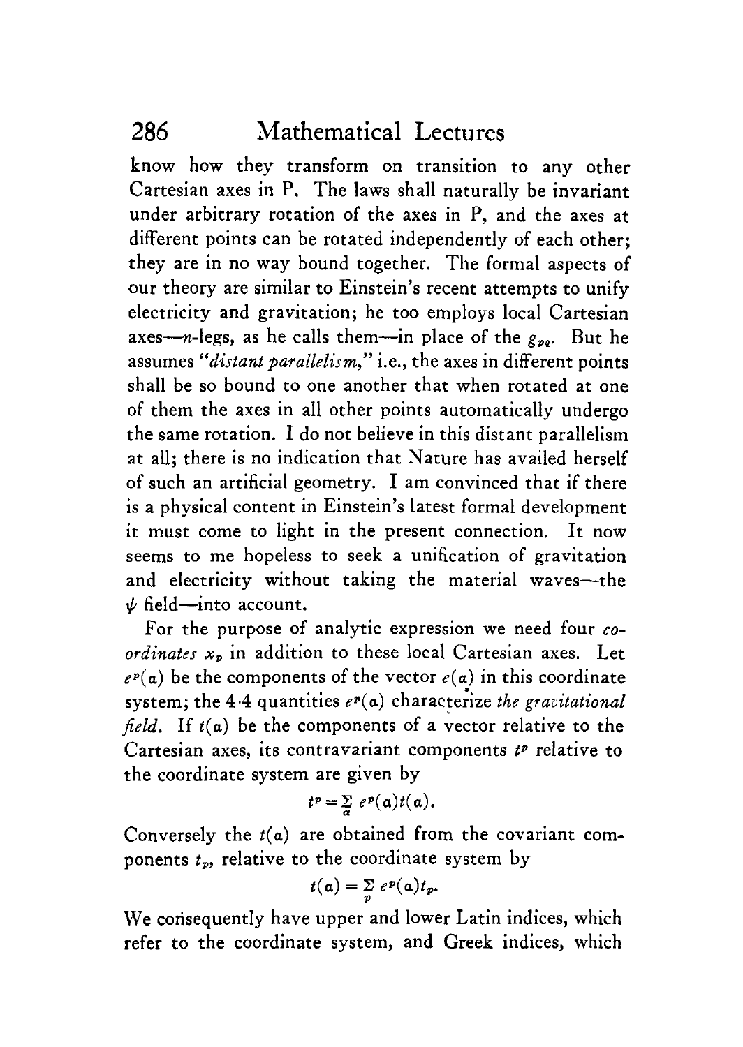know how they transform on transition to any other Cartesian axes in P. The laws shall naturally be invariant under arbitrary rotation of the axes in P, and the axes at different points can be rotated independently of each other; they are in no way bound together. The formal aspects of our theory are similar to Einstein's recent attempts to unify electricity and gravitation; he too employs local Cartesian axes—$n$-legs, as he calls them—in place of the $g_{pq}$. But he assumes "*distant parallelism*," i.e., the axes in different points shall be so bound to one another that when rotated at one of them the axes in all other points automatically undergo the same rotation. I do not believe in this distant parallelism at all; there is no indication that Nature has availed herself of such an artificial geometry. I am convinced that if there is a physical content in Einstein's latest formal development it must come to light in the present connection. It now seems to me hopeless to seek a unification of gravitation and electricity without taking the material waves—the $\psi$ field—into account.

For the purpose of analytic expression we need four *coordinates* $x_p$ in addition to these local Cartesian axes. Let $e^p(\alpha)$ be the components of the vector $e(\alpha)$ in this coordinate system; the 4·4 quantities $e^p(\alpha)$ characterize *the gravitational field*. If $t(\alpha)$ be the components of a vector relative to the Cartesian axes, its contravariant components $t^p$ relative to the coordinate system are given by

$$t^p = \sum_\alpha e^p(\alpha) t(\alpha).$$

Conversely the $t(\alpha)$ are obtained from the covariant components $t_p$, relative to the coordinate system by

$$t(\alpha) = \sum_p e^p(\alpha) t_p.$$

We consequently have upper and lower Latin indices, which refer to the coordinate system, and Greek indices, which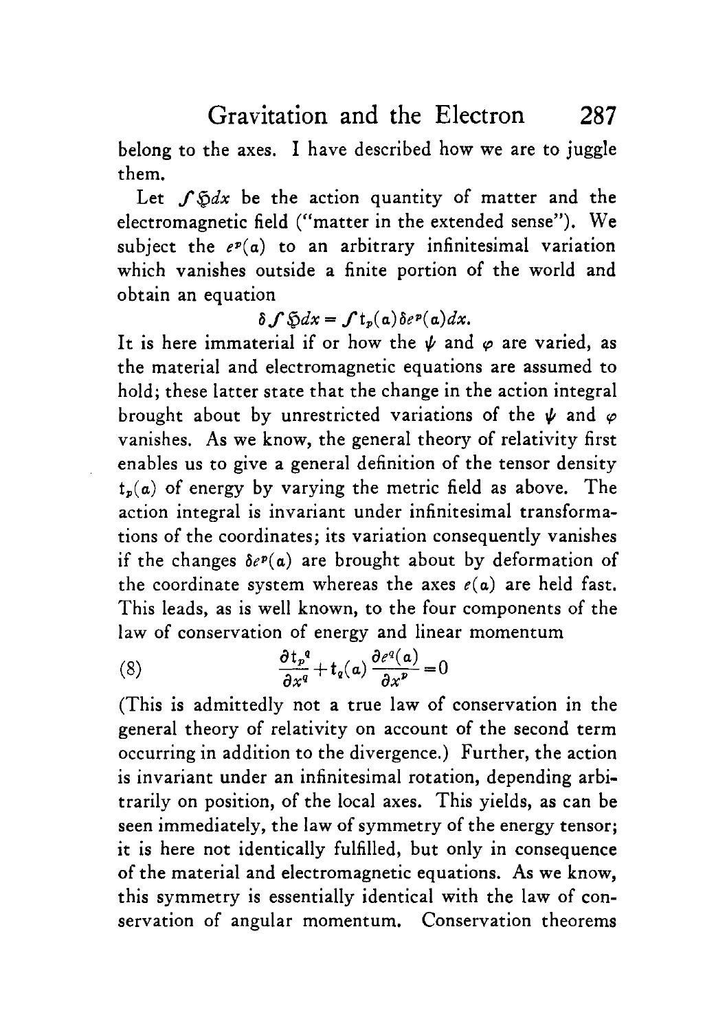belong to the axes. I have described how we are to juggle them.

Let $\int \mathfrak{H} dx$ be the action quantity of matter and the electromagnetic field ("matter in the extended sense"). We subject the $e^p(a)$ to an arbitrary infinitesimal variation which vanishes outside a finite portion of the world and obtain an equation

$$\delta \int \mathfrak{H} dx = \int \mathfrak{t}_p(a) \delta e^p(a) dx.$$

It is here immaterial if or how the $\psi$ and $\varphi$ are varied, as the material and electromagnetic equations are assumed to hold; these latter state that the change in the action integral brought about by unrestricted variations of the $\psi$ and $\varphi$ vanishes. As we know, the general theory of relativity first enables us to give a general definition of the tensor density $\mathfrak{t}_p(a)$ of energy by varying the metric field as above. The action integral is invariant under infinitesimal transformations of the coordinates; its variation consequently vanishes if the changes $\delta e^p(a)$ are brought about by deformation of the coordinate system whereas the axes $e(a)$ are held fast. This leads, as is well known, to the four components of the law of conservation of energy and linear momentum

$$\frac{\partial \mathfrak{t}_p{}^q}{\partial x^q} + \mathfrak{t}_q(a) \frac{\partial e^q(a)}{\partial x^p} = 0 \tag{8}$$

(This is admittedly not a true law of conservation in the general theory of relativity on account of the second term occurring in addition to the divergence.) Further, the action is invariant under an infinitesimal rotation, depending arbitrarily on position, of the local axes. This yields, as can be seen immediately, the law of symmetry of the energy tensor; it is here not identically fulfilled, but only in consequence of the material and electromagnetic equations. As we know, this symmetry is essentially identical with the law of conservation of angular momentum. Conservation theorems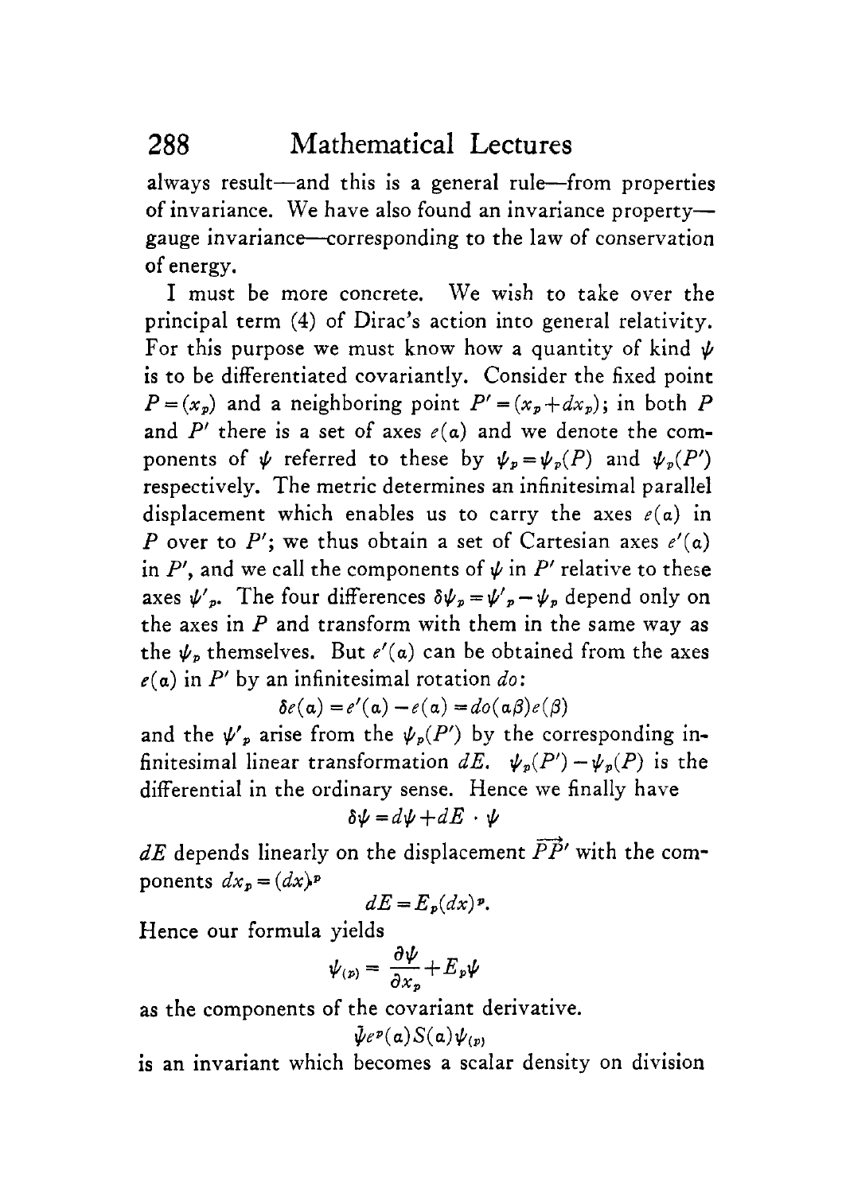always result—and this is a general rule—from properties of invariance. We have also found an invariance property—gauge invariance—corresponding to the law of conservation of energy.

I must be more concrete. We wish to take over the principal term (4) of Dirac's action into general relativity. For this purpose we must know how a quantity of kind $\psi$ is to be differentiated covariantly. Consider the fixed point $P=(x_p)$ and a neighboring point $P'=(x_p+dx_p)$; in both $P$ and $P'$ there is a set of axes $e(\alpha)$ and we denote the components of $\psi$ referred to these by $\psi_p=\psi_p(P)$ and $\psi_p(P')$ respectively. The metric determines an infinitesimal parallel displacement which enables us to carry the axes $e(\alpha)$ in $P$ over to $P'$; we thus obtain a set of Cartesian axes $e'(\alpha)$ in $P'$, and we call the components of $\psi$ in $P'$ relative to these axes $\psi'_p$. The four differences $\delta\psi_p=\psi'_p-\psi_p$ depend only on the axes in $P$ and transform with them in the same way as the $\psi_p$ themselves. But $e'(\alpha)$ can be obtained from the axes $e(\alpha)$ in $P'$ by an infinitesimal rotation $do$:

$$\delta e(\alpha)=e'(\alpha)-e(\alpha)=do(\alpha\beta)e(\beta)$$

and the $\psi'_p$ arise from the $\psi_p(P')$ by the corresponding infinitesimal linear transformation $dE$. $\psi_p(P')-\psi_p(P)$ is the differential in the ordinary sense. Hence we finally have

$$\delta\psi=d\psi+dE\cdot\psi$$

$dE$ depends linearly on the displacement $\overrightarrow{PP'}$ with the components $dx_p=(dx)^p$

$$dE=E_p(dx)^p.$$

Hence our formula yields

$$\psi_{(p)}=\frac{\partial\psi}{\partial x_p}+E_p\psi$$

as the components of the covariant derivative.

$$\bar{\psi}e^p(\alpha)S(\alpha)\psi_{(p)}$$

is an invariant which becomes a scalar density on division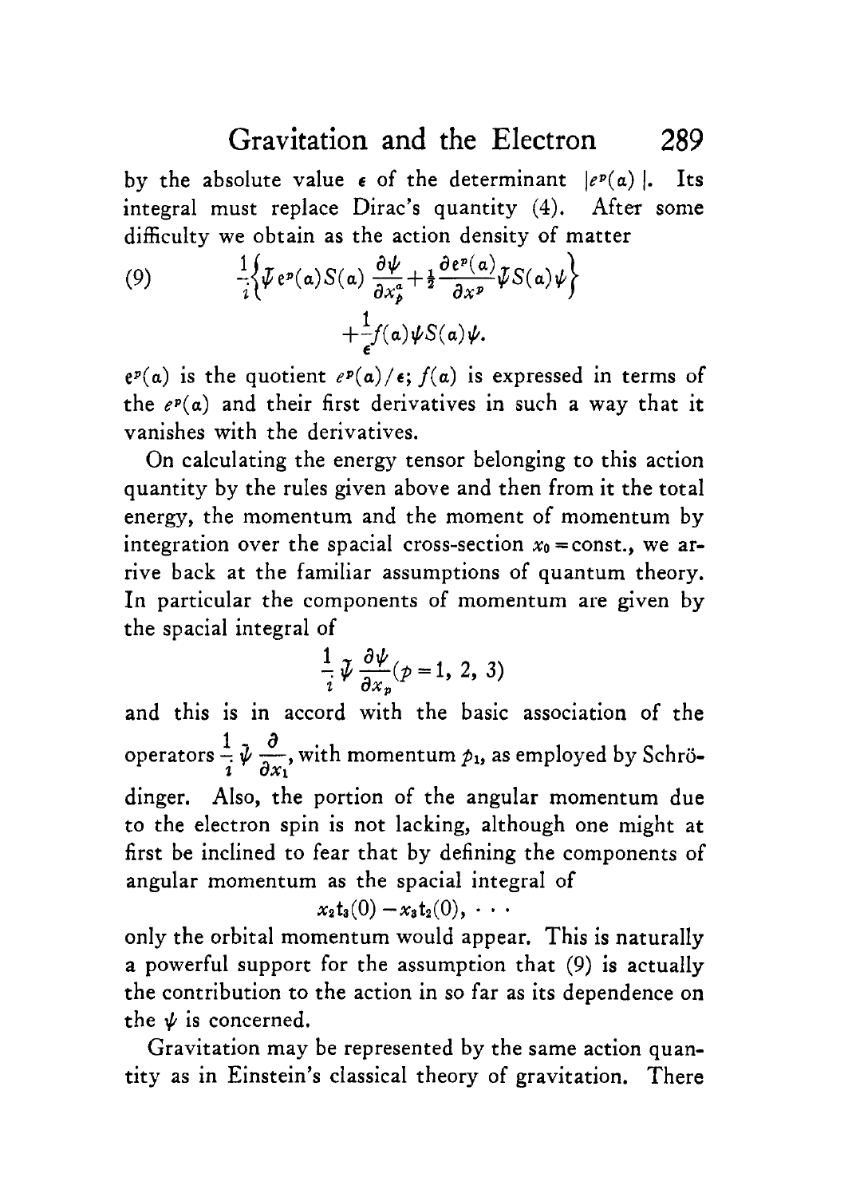by the absolute value $\epsilon$ of the determinant $|e^p(\alpha)|$. Its integral must replace Dirac's quantity (4). After some difficulty we obtain as the action density of matter

$$(9) \qquad \frac{1}{i}\left\{\bar{\psi}\, \mathfrak{e}^p(\alpha) S(\alpha) \frac{\partial \psi}{\partial x_p^a} + \frac{1}{2} \frac{\partial \mathfrak{e}^p(\alpha)}{\partial x^p} \bar{\psi} S(\alpha) \psi \right\} + \frac{1}{\epsilon} f(\alpha) \bar{\psi} S(\alpha) \psi.$$

$\mathfrak{e}^p(\alpha)$ is the quotient $e^p(\alpha)/\epsilon$; $f(\alpha)$ is expressed in terms of the $e^p(\alpha)$ and their first derivatives in such a way that it vanishes with the derivatives.

On calculating the energy tensor belonging to this action quantity by the rules given above and then from it the total energy, the momentum and the moment of momentum by integration over the spacial cross-section $x_0 = \text{const.}$, we arrive back at the familiar assumptions of quantum theory. In particular the components of momentum are given by the spacial integral of

$$\frac{1}{i} \bar{\psi} \frac{\partial \psi}{\partial x_p} (p = 1, 2, 3)$$

and this is in accord with the basic association of the operators $\frac{1}{i} \bar{\psi} \frac{\partial}{\partial x_1}$, with momentum $p_1$, as employed by Schrödinger. Also, the portion of the angular momentum due to the electron spin is not lacking, although one might at first be inclined to fear that by defining the components of angular momentum as the spacial integral of

$$x_2 \mathfrak{t}_3(0) - x_3 \mathfrak{t}_2(0), \cdots$$

only the orbital momentum would appear. This is naturally a powerful support for the assumption that (9) is actually the contribution to the action in so far as its dependence on the $\psi$ is concerned.

Gravitation may be represented by the same action quantity as in Einstein's classical theory of gravitation. There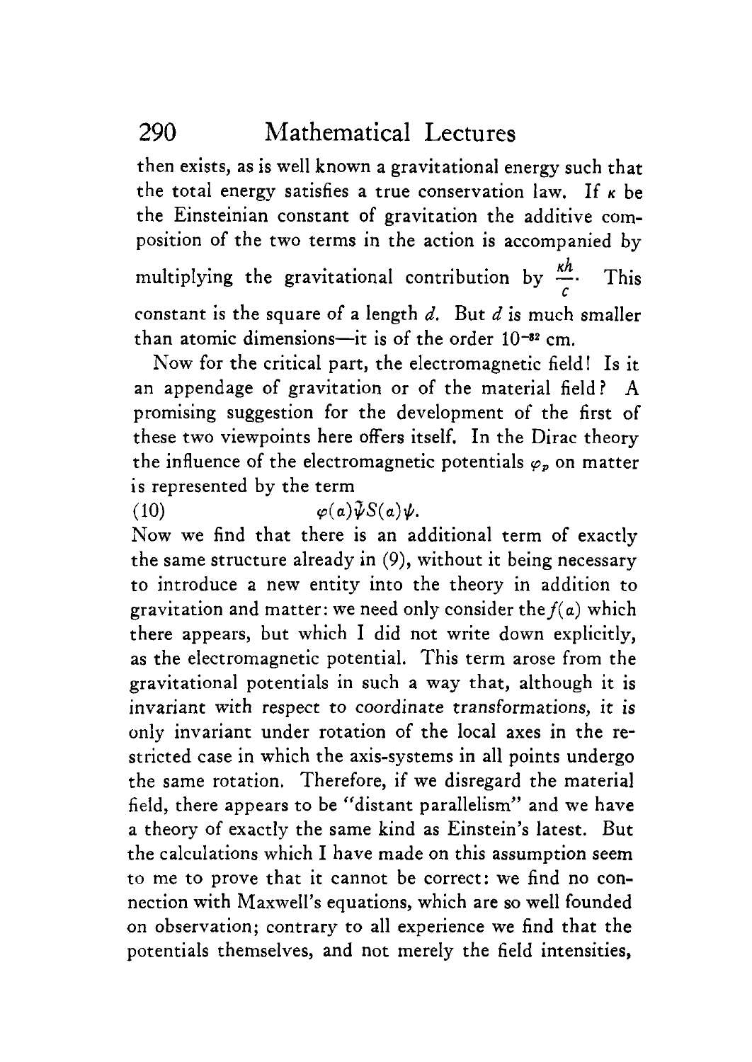then exists, as is well known a gravitational energy such that the total energy satisfies a true conservation law. If $\kappa$ be the Einsteinian constant of gravitation the additive composition of the two terms in the action is accompanied by multiplying the gravitational contribution by $\frac{\kappa h}{c}$. This constant is the square of a length $d$. But $d$ is much smaller than atomic dimensions—it is of the order $10^{-32}$ cm.

Now for the critical part, the electromagnetic field! Is it an appendage of gravitation or of the material field? A promising suggestion for the development of the first of these two viewpoints here offers itself. In the Dirac theory the influence of the electromagnetic potentials $\varphi_p$ on matter is represented by the term

$$\varphi(\alpha)\tilde{\psi}S(\alpha)\psi. \tag{10}$$

Now we find that there is an additional term of exactly the same structure already in (9), without it being necessary to introduce a new entity into the theory in addition to gravitation and matter: we need only consider the $f(\alpha)$ which there appears, but which I did not write down explicitly, as the electromagnetic potential. This term arose from the gravitational potentials in such a way that, although it is invariant with respect to coordinate transformations, it is only invariant under rotation of the local axes in the restricted case in which the axis-systems in all points undergo the same rotation. Therefore, if we disregard the material field, there appears to be "distant parallelism" and we have a theory of exactly the same kind as Einstein's latest. But the calculations which I have made on this assumption seem to me to prove that it cannot be correct: we find no connection with Maxwell's equations, which are so well founded on observation; contrary to all experience we find that the potentials themselves, and not merely the field intensities,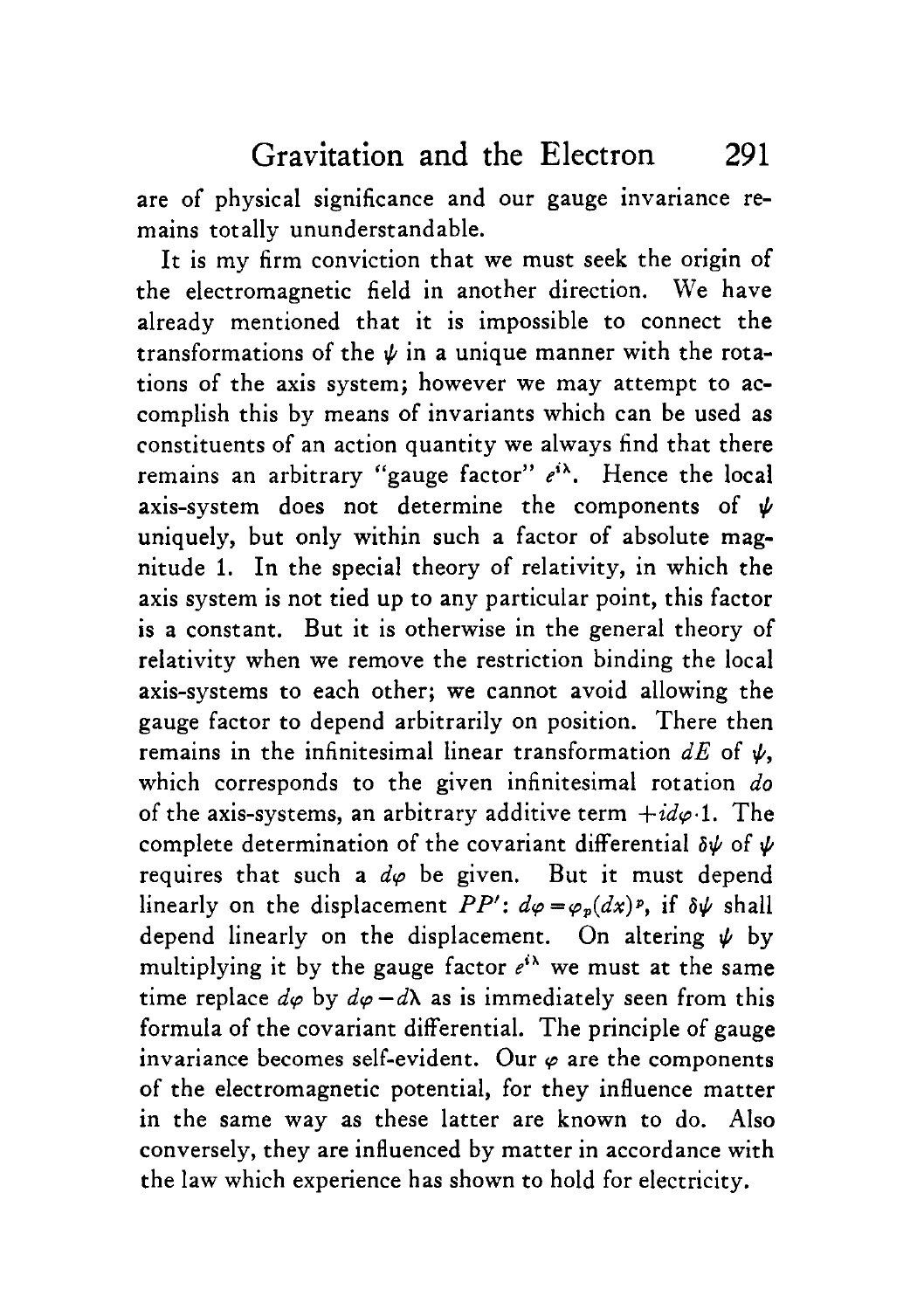are of physical significance and our gauge invariance remains totally ununderstandable.

It is my firm conviction that we must seek the origin of the electromagnetic field in another direction. We have already mentioned that it is impossible to connect the transformations of the $\psi$ in a unique manner with the rotations of the axis system; however we may attempt to accomplish this by means of invariants which can be used as constituents of an action quantity we always find that there remains an arbitrary "gauge factor" $e^{i\lambda}$. Hence the local axis-system does not determine the components of $\psi$ uniquely, but only within such a factor of absolute magnitude 1. In the special theory of relativity, in which the axis system is not tied up to any particular point, this factor is a constant. But it is otherwise in the general theory of relativity when we remove the restriction binding the local axis-systems to each other; we cannot avoid allowing the gauge factor to depend arbitrarily on position. There then remains in the infinitesimal linear transformation $dE$ of $\psi$, which corresponds to the given infinitesimal rotation $do$ of the axis-systems, an arbitrary additive term $+id\varphi \cdot 1$. The complete determination of the covariant differential $\delta\psi$ of $\psi$ requires that such a $d\varphi$ be given. But it must depend linearly on the displacement $PP'$: $d\varphi = \varphi_p (dx)^p$, if $\delta\psi$ shall depend linearly on the displacement. On altering $\psi$ by multiplying it by the gauge factor $e^{i\lambda}$ we must at the same time replace $d\varphi$ by $d\varphi - d\lambda$ as is immediately seen from this formula of the covariant differential. The principle of gauge invariance becomes self-evident. Our $\varphi$ are the components of the electromagnetic potential, for they influence matter in the same way as these latter are known to do. Also conversely, they are influenced by matter in accordance with the law which experience has shown to hold for electricity.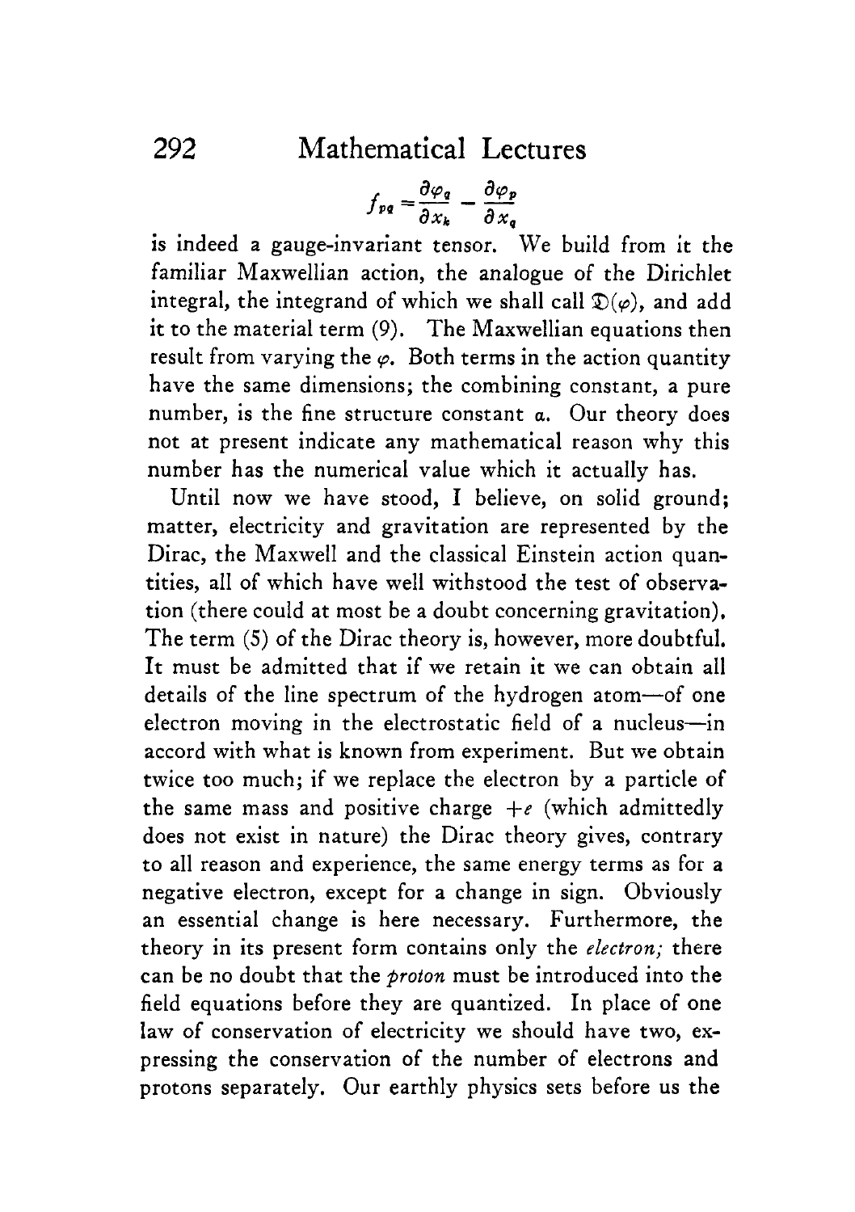$$f_{pq} = \frac{\partial \varphi_q}{\partial x_k} - \frac{\partial \varphi_p}{\partial x_q}$$

is indeed a gauge-invariant tensor. We build from it the familiar Maxwellian action, the analogue of the Dirichlet integral, the integrand of which we shall call $\mathfrak{D}(\varphi)$, and add it to the material term (9). The Maxwellian equations then result from varying the $\varphi$. Both terms in the action quantity have the same dimensions; the combining constant, a pure number, is the fine structure constant $\alpha$. Our theory does not at present indicate any mathematical reason why this number has the numerical value which it actually has.

Until now we have stood, I believe, on solid ground; matter, electricity and gravitation are represented by the Dirac, the Maxwell and the classical Einstein action quantities, all of which have well withstood the test of observation (there could at most be a doubt concerning gravitation). The term (5) of the Dirac theory is, however, more doubtful. It must be admitted that if we retain it we can obtain all details of the line spectrum of the hydrogen atom—of one electron moving in the electrostatic field of a nucleus—in accord with what is known from experiment. But we obtain twice too much; if we replace the electron by a particle of the same mass and positive charge $+e$ (which admittedly does not exist in nature) the Dirac theory gives, contrary to all reason and experience, the same energy terms as for a negative electron, except for a change in sign. Obviously an essential change is here necessary. Furthermore, the theory in its present form contains only the *electron;* there can be no doubt that the *proton* must be introduced into the field equations before they are quantized. In place of one law of conservation of electricity we should have two, expressing the conservation of the number of electrons and protons separately. Our earthly physics sets before us the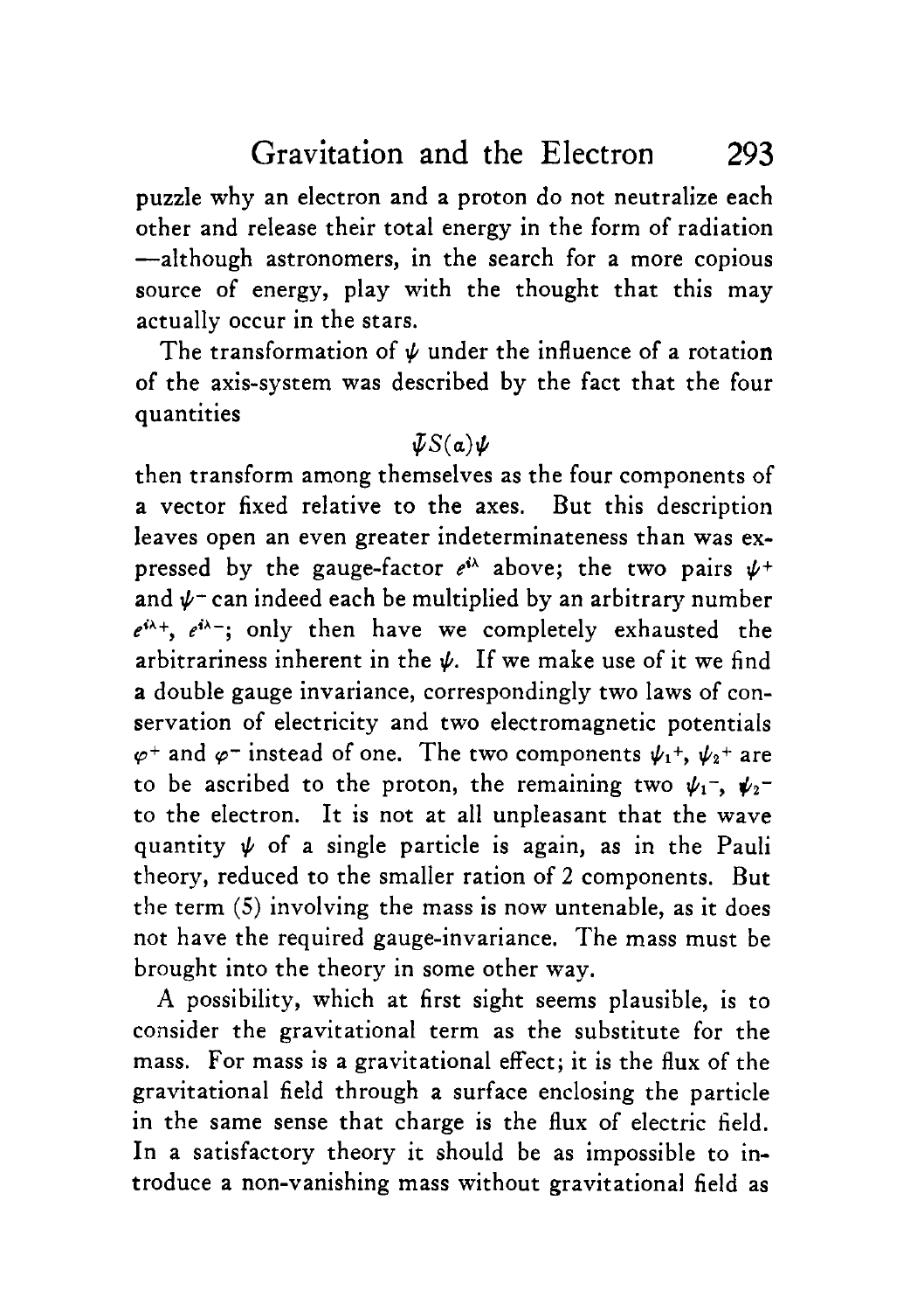puzzle why an electron and a proton do not neutralize each other and release their total energy in the form of radiation —although astronomers, in the search for a more copious source of energy, play with the thought that this may actually occur in the stars.

The transformation of $\psi$ under the influence of a rotation of the axis-system was described by the fact that the four quantities

$$\bar{\psi}S(a)\psi$$

then transform among themselves as the four components of a vector fixed relative to the axes. But this description leaves open an even greater indeterminateness than was expressed by the gauge-factor $e^{i\lambda}$ above; the two pairs $\psi^+$ and $\psi^-$ can indeed each be multiplied by an arbitrary number $e^{i\lambda_+}$, $e^{i\lambda_-}$; only then have we completely exhausted the arbitrariness inherent in the $\psi$. If we make use of it we find a double gauge invariance, correspondingly two laws of conservation of electricity and two electromagnetic potentials $\varphi^+$ and $\varphi^-$ instead of one. The two components $\psi_1^+$, $\psi_2^+$ are to be ascribed to the proton, the remaining two $\psi_1^-$, $\psi_2^-$ to the electron. It is not at all unpleasant that the wave quantity $\psi$ of a single particle is again, as in the Pauli theory, reduced to the smaller ration of 2 components. But the term (5) involving the mass is now untenable, as it does not have the required gauge-invariance. The mass must be brought into the theory in some other way.

A possibility, which at first sight seems plausible, is to consider the gravitational term as the substitute for the mass. For mass is a gravitational effect; it is the flux of the gravitational field through a surface enclosing the particle in the same sense that charge is the flux of electric field. In a satisfactory theory it should be as impossible to introduce a non-vanishing mass without gravitational field as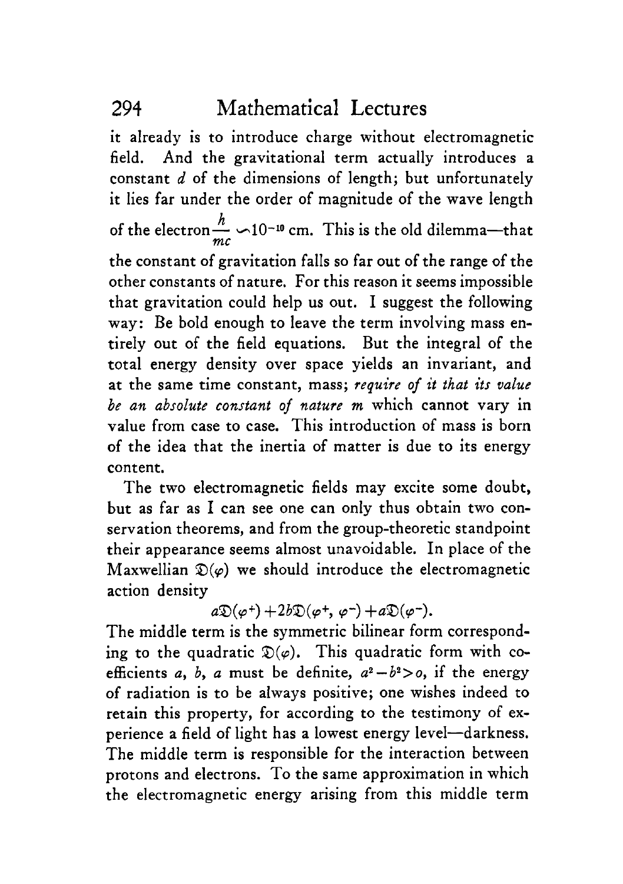it already is to introduce charge without electromagnetic field. And the gravitational term actually introduces a constant $d$ of the dimensions of length; but unfortunately it lies far under the order of magnitude of the wave length of the electron $\frac{h}{mc} \backsim 10^{-10}$ cm. This is the old dilemma—that the constant of gravitation falls so far out of the range of the other constants of nature. For this reason it seems impossible that gravitation could help us out. I suggest the following way: Be bold enough to leave the term involving mass entirely out of the field equations. But the integral of the total energy density over space yields an invariant, and at the same time constant, mass; *require of it that its value be an absolute constant of nature m* which cannot vary in value from case to case. This introduction of mass is born of the idea that the inertia of matter is due to its energy content.

The two electromagnetic fields may excite some doubt, but as far as I can see one can only thus obtain two conservation theorems, and from the group-theoretic standpoint their appearance seems almost unavoidable. In place of the Maxwellian $\mathfrak{D}(\varphi)$ we should introduce the electromagnetic action density

$$a\mathfrak{D}(\varphi^{+}) + 2b\mathfrak{D}(\varphi^{+}, \varphi^{-}) + a\mathfrak{D}(\varphi^{-}).$$

The middle term is the symmetric bilinear form corresponding to the quadratic $\mathfrak{D}(\varphi)$. This quadratic form with coefficients $a$, $b$, $a$ must be definite, $a^2 - b^2 > o$, if the energy of radiation is to be always positive; one wishes indeed to retain this property, for according to the testimony of experience a field of light has a lowest energy level—darkness. The middle term is responsible for the interaction between protons and electrons. To the same approximation in which the electromagnetic energy arising from this middle term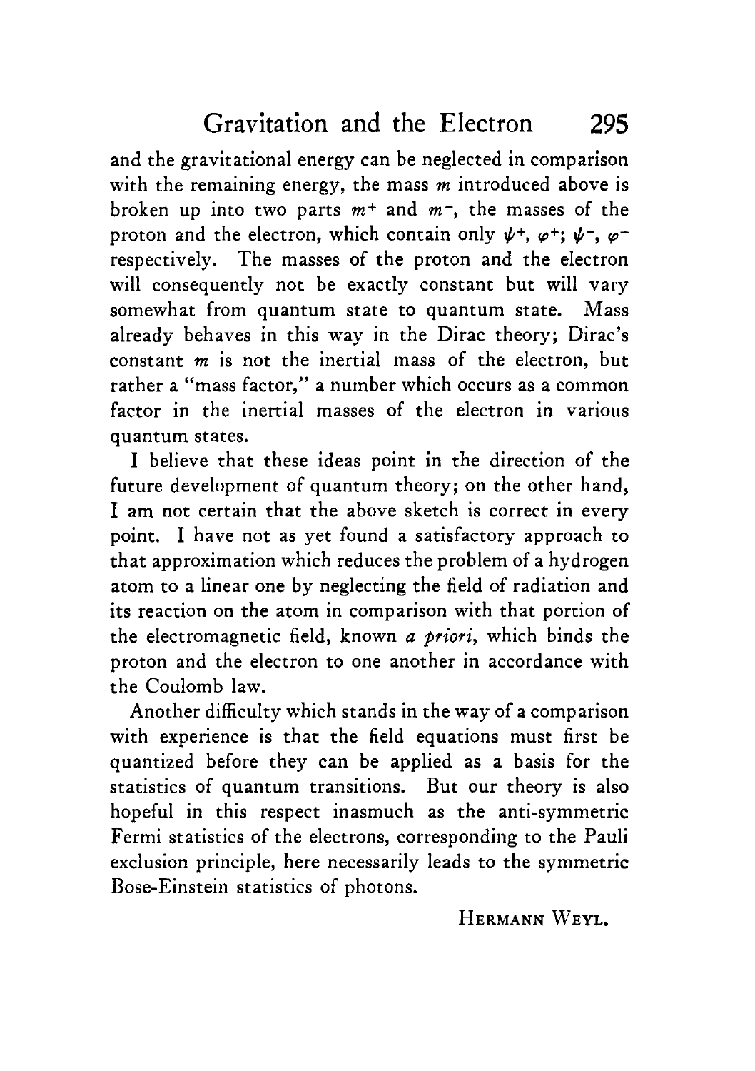and the gravitational energy can be neglected in comparison with the remaining energy, the mass $m$ introduced above is broken up into two parts $m^+$ and $m^-$, the masses of the proton and the electron, which contain only $\psi^+$, $\varphi^+$; $\psi^-$, $\varphi^-$ respectively. The masses of the proton and the electron will consequently not be exactly constant but will vary somewhat from quantum state to quantum state. Mass already behaves in this way in the Dirac theory; Dirac's constant $m$ is not the inertial mass of the electron, but rather a "mass factor," a number which occurs as a common factor in the inertial masses of the electron in various quantum states.

I believe that these ideas point in the direction of the future development of quantum theory; on the other hand, I am not certain that the above sketch is correct in every point. I have not as yet found a satisfactory approach to that approximation which reduces the problem of a hydrogen atom to a linear one by neglecting the field of radiation and its reaction on the atom in comparison with that portion of the electromagnetic field, known *a priori*, which binds the proton and the electron to one another in accordance with the Coulomb law.

Another difficulty which stands in the way of a comparison with experience is that the field equations must first be quantized before they can be applied as a basis for the statistics of quantum transitions. But our theory is also hopeful in this respect inasmuch as the anti-symmetric Fermi statistics of the electrons, corresponding to the Pauli exclusion principle, here necessarily leads to the symmetric Bose-Einstein statistics of photons.

HERMANN WEYL.